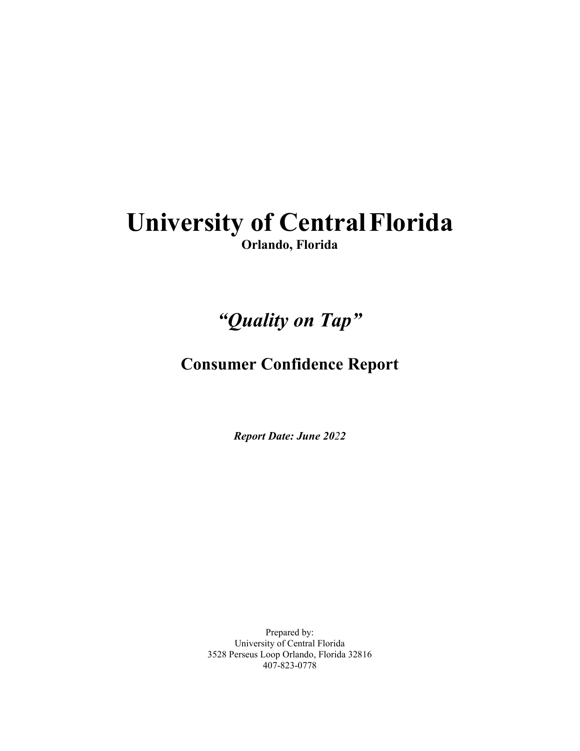# University of Central Florida

**Orlando, Florida**

## *"Quality on Tap"*

## Consumer Confidence Report

***Report Date: June 2022***

Prepared by:
University of Central Florida
3528 Perseus Loop Orlando, Florida 32816
407-823-0778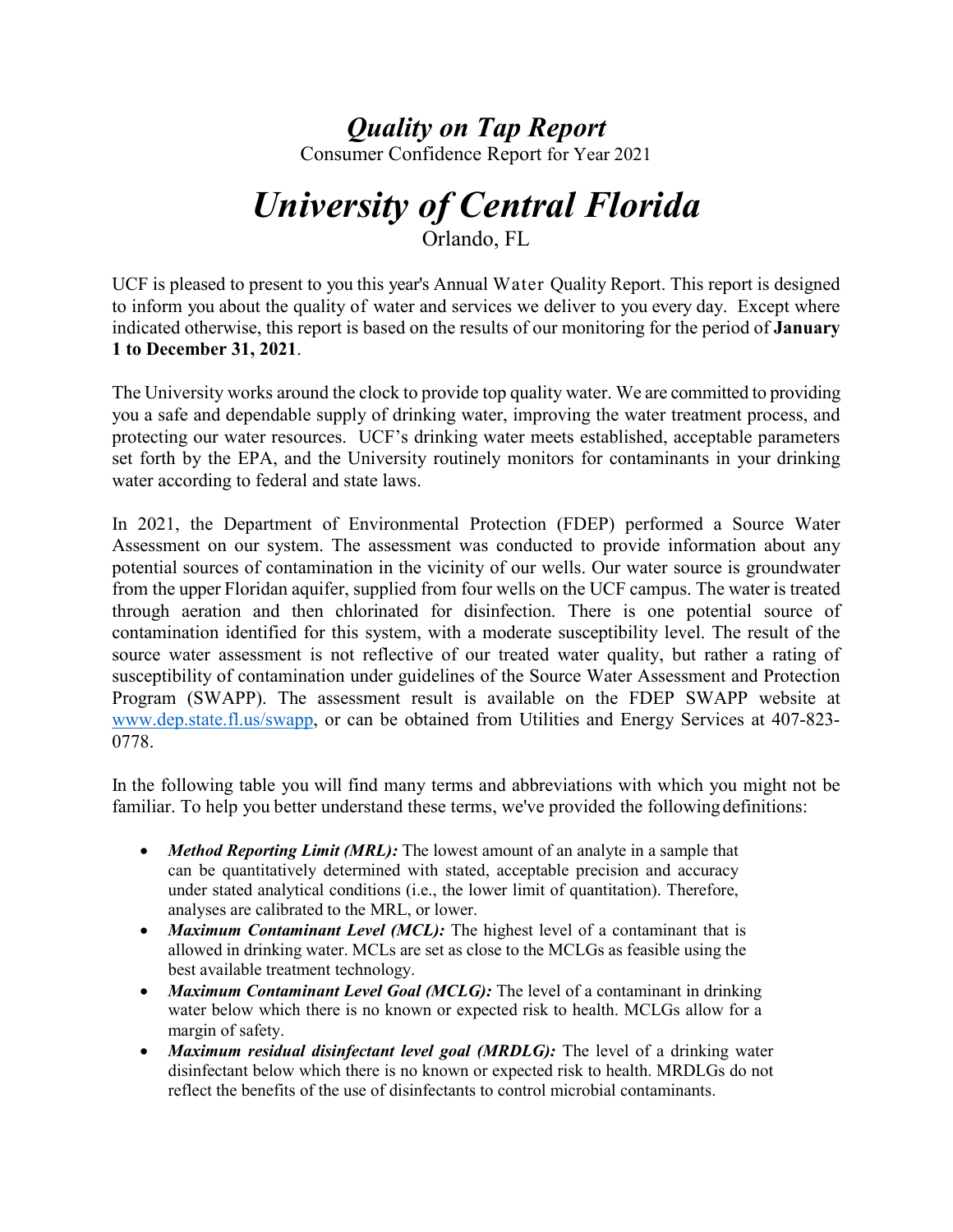# *Quality on Tap Report*

Consumer Confidence Report for Year 2021

# *University of Central Florida*

Orlando, FL

UCF is pleased to present to you this year's Annual Water Quality Report. This report is designed to inform you about the quality of water and services we deliver to you every day. Except where indicated otherwise, this report is based on the results of our monitoring for the period of **January 1 to December 31, 2021**.

The University works around the clock to provide top quality water. We are committed to providing you a safe and dependable supply of drinking water, improving the water treatment process, and protecting our water resources. UCF's drinking water meets established, acceptable parameters set forth by the EPA, and the University routinely monitors for contaminants in your drinking water according to federal and state laws.

In 2021, the Department of Environmental Protection (FDEP) performed a Source Water Assessment on our system. The assessment was conducted to provide information about any potential sources of contamination in the vicinity of our wells. Our water source is groundwater from the upper Floridan aquifer, supplied from four wells on the UCF campus. The water is treated through aeration and then chlorinated for disinfection. There is one potential source of contamination identified for this system, with a moderate susceptibility level. The result of the source water assessment is not reflective of our treated water quality, but rather a rating of susceptibility of contamination under guidelines of the Source Water Assessment and Protection Program (SWAPP). The assessment result is available on the FDEP SWAPP website at [www.dep.state.fl.us/swapp](http://www.dep.state.fl.us/swapp), or can be obtained from Utilities and Energy Services at 407-823-0778.

In the following table you will find many terms and abbreviations with which you might not be familiar. To help you better understand these terms, we've provided the following definitions:

- ***Method Reporting Limit (MRL):*** The lowest amount of an analyte in a sample that can be quantitatively determined with stated, acceptable precision and accuracy under stated analytical conditions (i.e., the lower limit of quantitation). Therefore, analyses are calibrated to the MRL, or lower.
- ***Maximum Contaminant Level (MCL):*** The highest level of a contaminant that is allowed in drinking water. MCLs are set as close to the MCLGs as feasible using the best available treatment technology.
- ***Maximum Contaminant Level Goal (MCLG):*** The level of a contaminant in drinking water below which there is no known or expected risk to health. MCLGs allow for a margin of safety.
- ***Maximum residual disinfectant level goal (MRDLG):*** The level of a drinking water disinfectant below which there is no known or expected risk to health. MRDLGs do not reflect the benefits of the use of disinfectants to control microbial contaminants.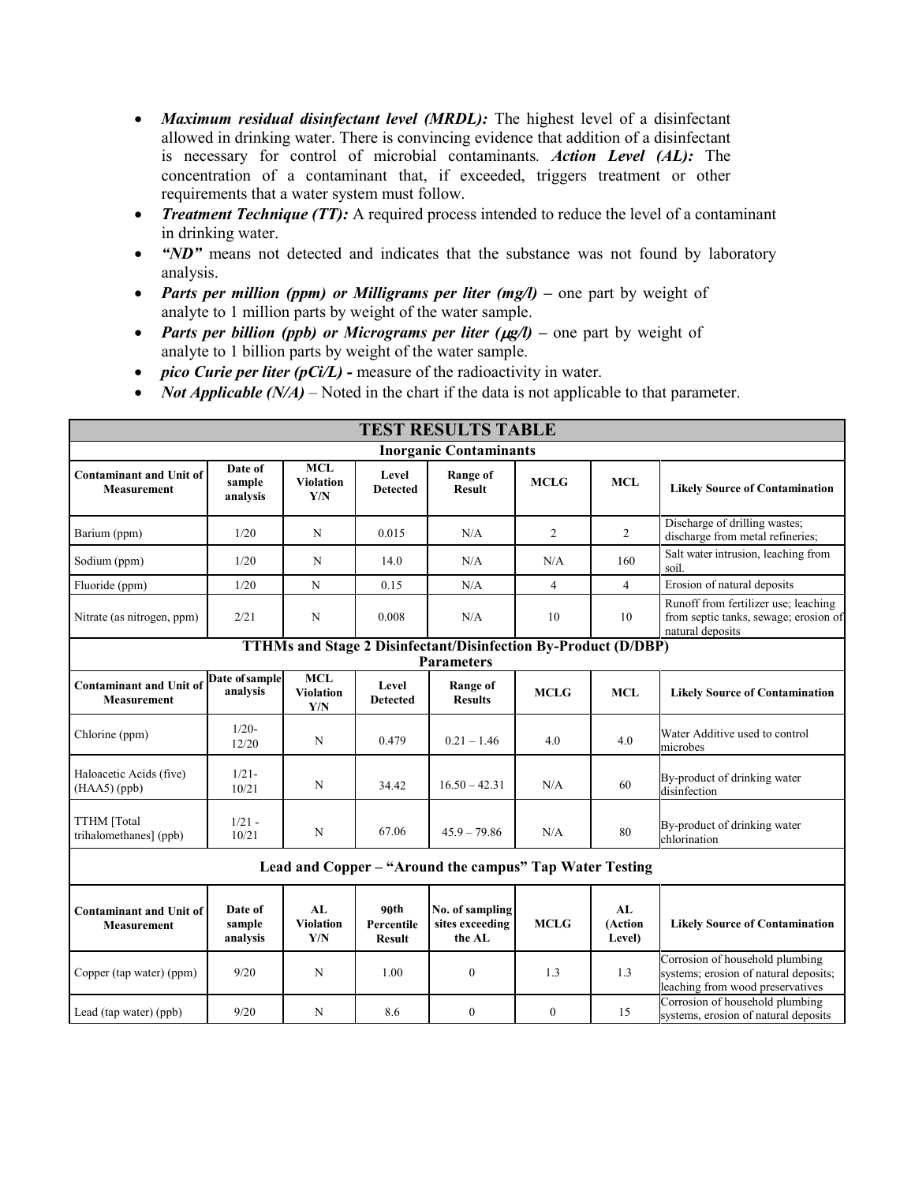- ***Maximum residual disinfectant level (MRDL):*** The highest level of a disinfectant allowed in drinking water. There is convincing evidence that addition of a disinfectant is necessary for control of microbial contaminants. ***Action Level (AL):*** The concentration of a contaminant that, if exceeded, triggers treatment or other requirements that a water system must follow.
- ***Treatment Technique (TT):*** A required process intended to reduce the level of a contaminant in drinking water.
- ***"ND"*** means not detected and indicates that the substance was not found by laboratory analysis.
- ***Parts per million (ppm) or Milligrams per liter (mg/l)*** – one part by weight of analyte to 1 million parts by weight of the water sample.
- ***Parts per billion (ppb) or Micrograms per liter (μg/l)*** – one part by weight of analyte to 1 billion parts by weight of the water sample.
- ***pico Curie per liter (pCi/L)*** - measure of the radioactivity in water.
- ***Not Applicable (N/A)*** – Noted in the chart if the data is not applicable to that parameter.

| **TEST RESULTS TABLE** | | | | | | | |
|---|---|---|---|---|---|---|---|
| **Inorganic Contaminants** | | | | | | | |
| **Contaminant and Unit of Measurement** | **Date of sample analysis** | **MCL Violation Y/N** | **Level Detected** | **Range of Result** | **MCLG** | **MCL** | **Likely Source of Contamination** |
| Barium (ppm) | 1/20 | N | 0.015 | N/A | 2 | 2 | Discharge of drilling wastes; discharge from metal refineries; |
| Sodium (ppm) | 1/20 | N | 14.0 | N/A | N/A | 160 | Salt water intrusion, leaching from soil. |
| Fluoride (ppm) | 1/20 | N | 0.15 | N/A | 4 | 4 | Erosion of natural deposits |
| Nitrate (as nitrogen, ppm) | 2/21 | N | 0.008 | N/A | 10 | 10 | Runoff from fertilizer use; leaching from septic tanks, sewage; erosion of natural deposits |
| **TTHMs and Stage 2 Disinfectant/Disinfection By-Product (D/DBP) Parameters** | | | | | | | |
| **Contaminant and Unit of Measurement** | **Date of sample analysis** | **MCL Violation Y/N** | **Level Detected** | **Range of Results** | **MCLG** | **MCL** | **Likely Source of Contamination** |
| Chlorine (ppm) | 1/20-12/20 | N | 0.479 | 0.21 – 1.46 | 4.0 | 4.0 | Water Additive used to control microbes |
| Haloacetic Acids (five) (HAA5) (ppb) | 1/21-10/21 | N | 34.42 | 16.50 – 42.31 | N/A | 60 | By-product of drinking water disinfection |
| TTHM [Total trihalomethanes] (ppb) | 1/21 - 10/21 | N | 67.06 | 45.9 – 79.86 | N/A | 80 | By-product of drinking water chlorination |
| **Lead and Copper – "Around the campus" Tap Water Testing** | | | | | | | |
| **Contaminant and Unit of Measurement** | **Date of sample analysis** | **AL Violation Y/N** | **90th Percentile Result** | **No. of sampling sites exceeding the AL** | **MCLG** | **AL (Action Level)** | **Likely Source of Contamination** |
| Copper (tap water) (ppm) | 9/20 | N | 1.00 | 0 | 1.3 | 1.3 | Corrosion of household plumbing systems; erosion of natural deposits; leaching from wood preservatives |
| Lead (tap water) (ppb) | 9/20 | N | 8.6 | 0 | 0 | 15 | Corrosion of household plumbing systems, erosion of natural deposits |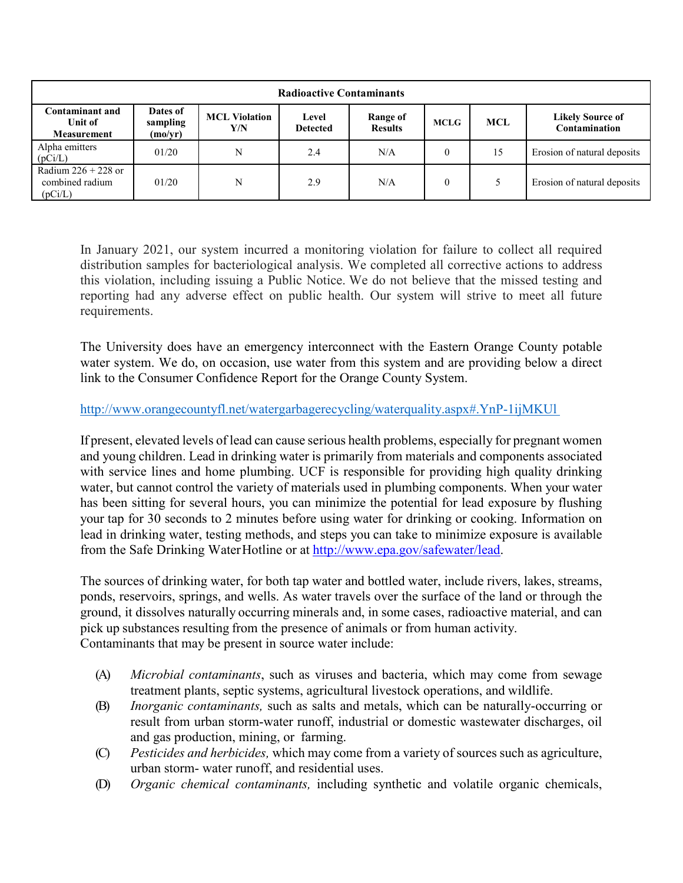| Radioactive Contaminants | | | | | | | |
|---|---|---|---|---|---|---|---|
| **Contaminant and Unit of Measurement** | **Dates of sampling (mo/yr)** | **MCL Violation Y/N** | **Level Detected** | **Range of Results** | **MCLG** | **MCL** | **Likely Source of Contamination** |
| Alpha emitters (pCi/L) | 01/20 | N | 2.4 | N/A | 0 | 15 | Erosion of natural deposits |
| Radium 226 + 228 or combined radium (pCi/L) | 01/20 | N | 2.9 | N/A | 0 | 5 | Erosion of natural deposits |

In January 2021, our system incurred a monitoring violation for failure to collect all required distribution samples for bacteriological analysis. We completed all corrective actions to address this violation, including issuing a Public Notice. We do not believe that the missed testing and reporting had any adverse effect on public health. Our system will strive to meet all future requirements.

The University does have an emergency interconnect with the Eastern Orange County potable water system. We do, on occasion, use water from this system and are providing below a direct link to the Consumer Confidence Report for the Orange County System.

http://www.orangecountyfl.net/watergarbagerecycling/waterquality.aspx#.YnP-1ijMKUl

If present, elevated levels of lead can cause serious health problems, especially for pregnant women and young children. Lead in drinking water is primarily from materials and components associated with service lines and home plumbing. UCF is responsible for providing high quality drinking water, but cannot control the variety of materials used in plumbing components. When your water has been sitting for several hours, you can minimize the potential for lead exposure by flushing your tap for 30 seconds to 2 minutes before using water for drinking or cooking. Information on lead in drinking water, testing methods, and steps you can take to minimize exposure is available from the Safe Drinking Water Hotline or at http://www.epa.gov/safewater/lead.

The sources of drinking water, for both tap water and bottled water, include rivers, lakes, streams, ponds, reservoirs, springs, and wells. As water travels over the surface of the land or through the ground, it dissolves naturally occurring minerals and, in some cases, radioactive material, and can pick up substances resulting from the presence of animals or from human activity.
Contaminants that may be present in source water include:

(A) *Microbial contaminants*, such as viruses and bacteria, which may come from sewage treatment plants, septic systems, agricultural livestock operations, and wildlife.

(B) *Inorganic contaminants,* such as salts and metals, which can be naturally-occurring or result from urban storm-water runoff, industrial or domestic wastewater discharges, oil and gas production, mining, or farming.

(C) *Pesticides and herbicides,* which may come from a variety of sources such as agriculture, urban storm- water runoff, and residential uses.

(D) *Organic chemical contaminants,* including synthetic and volatile organic chemicals,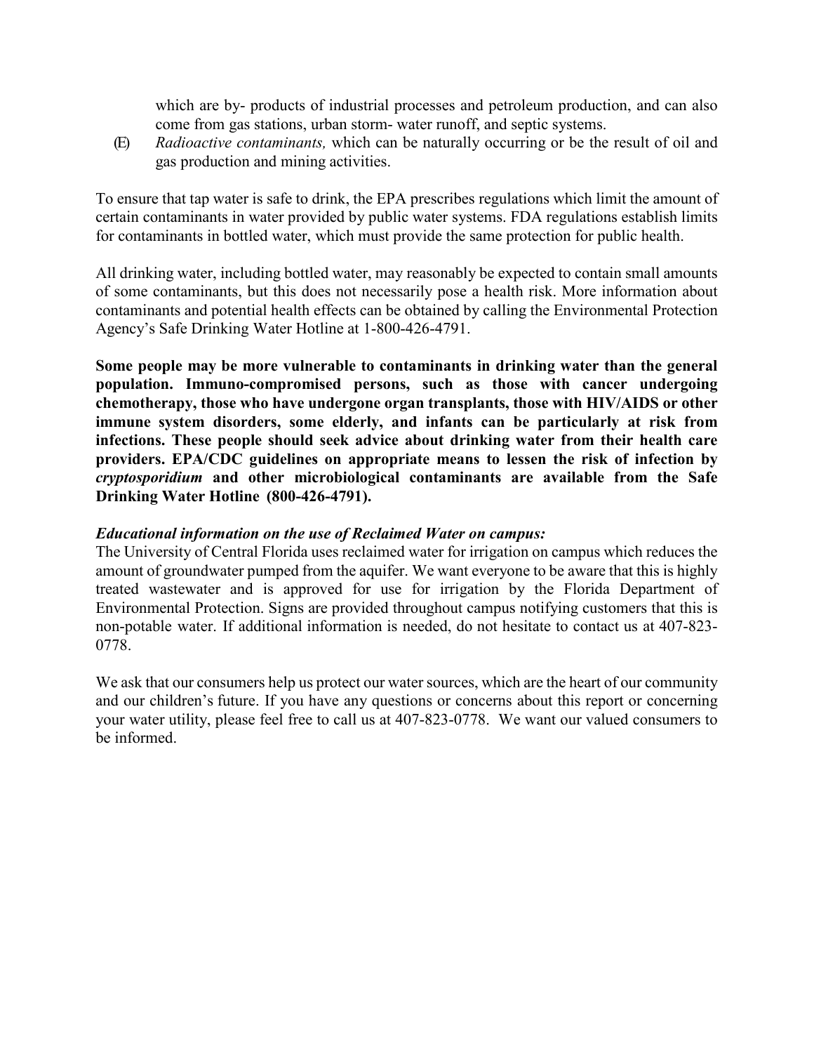which are by- products of industrial processes and petroleum production, and can also come from gas stations, urban storm- water runoff, and septic systems.

(E) *Radioactive contaminants,* which can be naturally occurring or be the result of oil and gas production and mining activities.

To ensure that tap water is safe to drink, the EPA prescribes regulations which limit the amount of certain contaminants in water provided by public water systems. FDA regulations establish limits for contaminants in bottled water, which must provide the same protection for public health.

All drinking water, including bottled water, may reasonably be expected to contain small amounts of some contaminants, but this does not necessarily pose a health risk. More information about contaminants and potential health effects can be obtained by calling the Environmental Protection Agency's Safe Drinking Water Hotline at 1-800-426-4791.

**Some people may be more vulnerable to contaminants in drinking water than the general population. Immuno-compromised persons, such as those with cancer undergoing chemotherapy, those who have undergone organ transplants, those with HIV/AIDS or other immune system disorders, some elderly, and infants can be particularly at risk from infections. These people should seek advice about drinking water from their health care providers. EPA/CDC guidelines on appropriate means to lessen the risk of infection by *cryptosporidium* and other microbiological contaminants are available from the Safe Drinking Water Hotline (800-426-4791).**

***Educational information on the use of Reclaimed Water on campus:***

The University of Central Florida uses reclaimed water for irrigation on campus which reduces the amount of groundwater pumped from the aquifer. We want everyone to be aware that this is highly treated wastewater and is approved for use for irrigation by the Florida Department of Environmental Protection. Signs are provided throughout campus notifying customers that this is non-potable water. If additional information is needed, do not hesitate to contact us at 407-823-0778.

We ask that our consumers help us protect our water sources, which are the heart of our community and our children's future. If you have any questions or concerns about this report or concerning your water utility, please feel free to call us at 407-823-0778. We want our valued consumers to be informed.